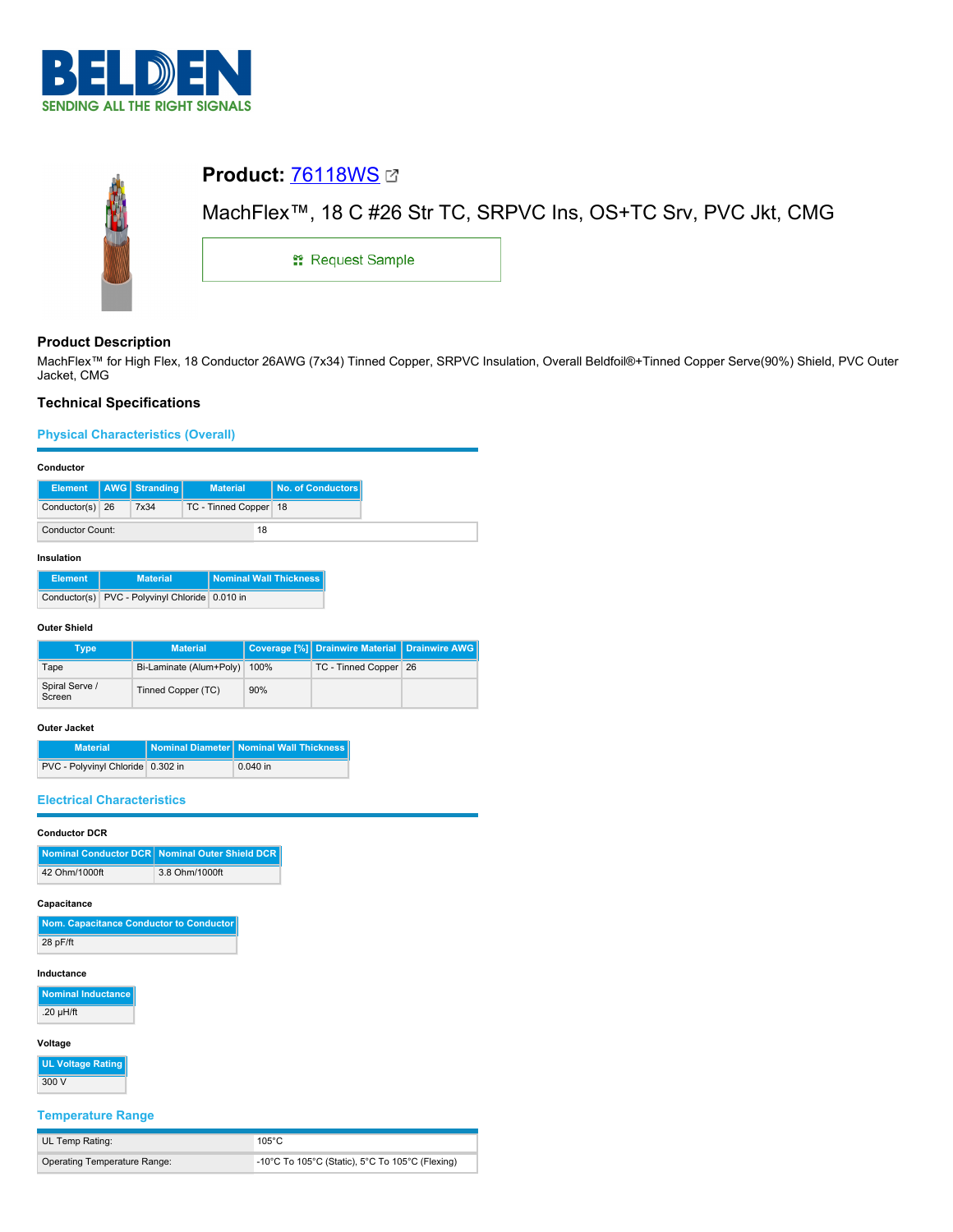BELDEN
SENDING ALL THE RIGHT SIGNALS

# Product: 76118WS

MachFlex™, 18 C #26 Str TC, SRPVC Ins, OS+TC Srv, PVC Jkt, CMG

Request Sample

## Product Description

MachFlex™ for High Flex, 18 Conductor 26AWG (7x34) Tinned Copper, SRPVC Insulation, Overall Beldfoil®+Tinned Copper Serve(90%) Shield, PVC Outer Jacket, CMG

## Technical Specifications

### Physical Characteristics (Overall)

**Conductor**

| Element | AWG | Stranding | Material | No. of Conductors |
|---|---|---|---|---|
| Conductor(s) | 26 | 7x34 | TC - Tinned Copper | 18 |

| | |
|---|---|
| Conductor Count: | 18 |

**Insulation**

| Element | Material | Nominal Wall Thickness |
|---|---|---|
| Conductor(s) | PVC - Polyvinyl Chloride | 0.010 in |

**Outer Shield**

| Type | Material | Coverage [%] | Drainwire Material | Drainwire AWG |
|---|---|---|---|---|
| Tape | Bi-Laminate (Alum+Poly) | 100% | TC - Tinned Copper | 26 |
| Spiral Serve / Screen | Tinned Copper (TC) | 90% | | |

**Outer Jacket**

| Material | Nominal Diameter | Nominal Wall Thickness |
|---|---|---|
| PVC - Polyvinyl Chloride | 0.302 in | 0.040 in |

### Electrical Characteristics

**Conductor DCR**

| Nominal Conductor DCR | Nominal Outer Shield DCR |
|---|---|
| 42 Ohm/1000ft | 3.8 Ohm/1000ft |

**Capacitance**

| Nom. Capacitance Conductor to Conductor |
|---|
| 28 pF/ft |

**Inductance**

| Nominal Inductance |
|---|
| .20 µH/ft |

**Voltage**

| UL Voltage Rating |
|---|
| 300 V |

### Temperature Range

| | |
|---|---|
| UL Temp Rating: | 105°C |
| Operating Temperature Range: | -10°C To 105°C (Static), 5°C To 105°C (Flexing) |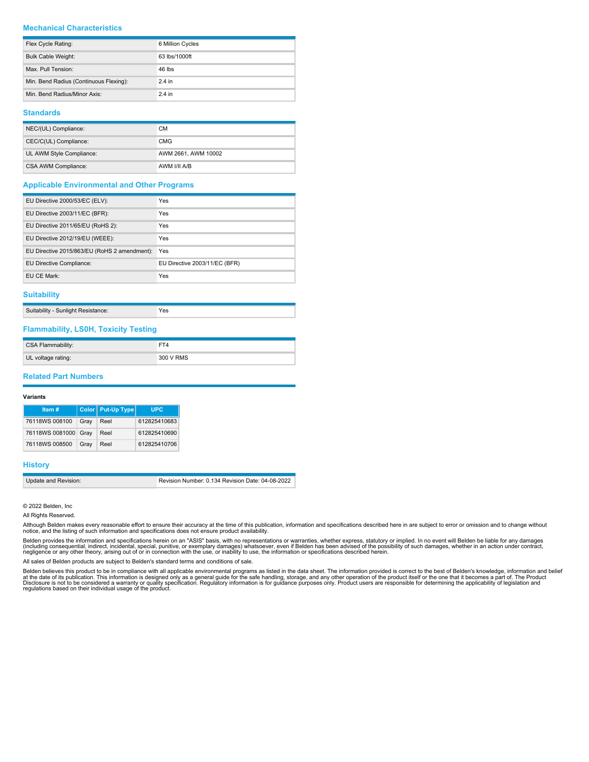## Mechanical Characteristics

| | |
|---|---|
| Flex Cycle Rating: | 6 Million Cycles |
| Bulk Cable Weight: | 63 lbs/1000ft |
| Max. Pull Tension: | 46 lbs |
| Min. Bend Radius (Continuous Flexing): | 2.4 in |
| Min. Bend Radius/Minor Axis: | 2.4 in |

## Standards

| | |
|---|---|
| NEC/(UL) Compliance: | CM |
| CEC/C(UL) Compliance: | CMG |
| UL AWM Style Compliance: | AWM 2661, AWM 10002 |
| CSA AWM Compliance: | AWM I/II A/B |

## Applicable Environmental and Other Programs

| | |
|---|---|
| EU Directive 2000/53/EC (ELV): | Yes |
| EU Directive 2003/11/EC (BFR): | Yes |
| EU Directive 2011/65/EU (RoHS 2): | Yes |
| EU Directive 2012/19/EU (WEEE): | Yes |
| EU Directive 2015/863/EU (RoHS 2 amendment): | Yes |
| EU Directive Compliance: | EU Directive 2003/11/EC (BFR) |
| EU CE Mark: | Yes |

## Suitability

| | |
|---|---|
| Suitability - Sunlight Resistance: | Yes |

## Flammability, LS0H, Toxicity Testing

| | |
|---|---|
| CSA Flammability: | FT4 |
| UL voltage rating: | 300 V RMS |

## Related Part Numbers

**Variants**

| Item # | Color | Put-Up Type | UPC |
|---|---|---|---|
| 76118WS 008100 | Gray | Reel | 612825410683 |
| 76118WS 0081000 | Gray | Reel | 612825410690 |
| 76118WS 008500 | Gray | Reel | 612825410706 |

## History

| | |
|---|---|
| Update and Revision: | Revision Number: 0.134 Revision Date: 04-08-2022 |

© 2022 Belden, Inc

All Rights Reserved.

Although Belden makes every reasonable effort to ensure their accuracy at the time of this publication, information and specifications described here in are subject to error or omission and to change without notice, and the listing of such information and specifications does not ensure product availability.

Belden provides the information and specifications herein on an "ASIS" basis, with no representations or warranties, whether express, statutory or implied. In no event will Belden be liable for any damages (including consequential, indirect, incidental, special, punitive, or exemplary damages) whatsoever, even if Belden has been advised of the possibility of such damages, whether in an action under contract, negligence or any other theory, arising out of or in connection with the use, or inability to use, the information or specifications described herein.

All sales of Belden products are subject to Belden's standard terms and conditions of sale.

Belden believes this product to be in compliance with all applicable environmental programs as listed in the data sheet. The information provided is correct to the best of Belden's knowledge, information and belief at the date of its publication. This information is designed only as a general guide for the safe handling, storage, and any other operation of the product itself or the one that it becomes a part of. The Product Disclosure is not to be considered a warranty or quality specification. Regulatory information is for guidance purposes only. Product users are responsible for determining the applicability of legislation and regulations based on their individual usage of the product.